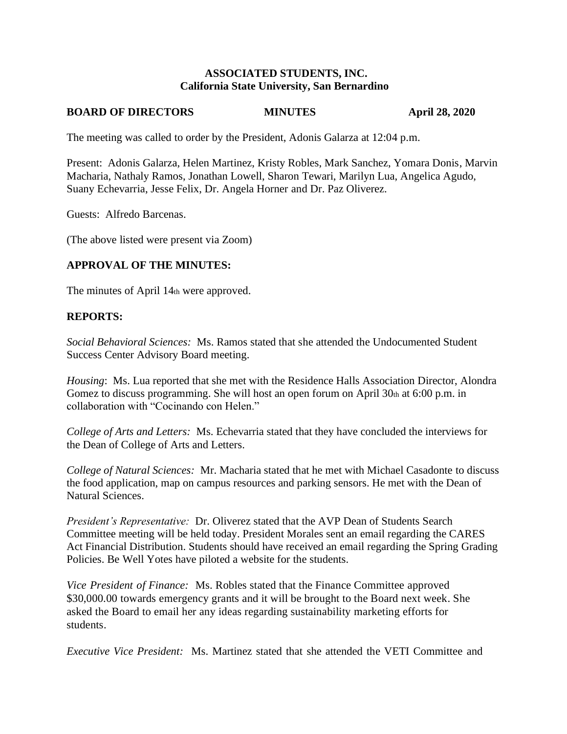**ASSOCIATED STUDENTS, INC.**
**California State University, San Bernardino**

**BOARD OF DIRECTORS MINUTES April 28, 2020**

The meeting was called to order by the President, Adonis Galarza at 12:04 p.m.

Present: Adonis Galarza, Helen Martinez, Kristy Robles, Mark Sanchez, Yomara Donis, Marvin Macharia, Nathaly Ramos, Jonathan Lowell, Sharon Tewari, Marilyn Lua, Angelica Agudo, Suany Echevarria, Jesse Felix, Dr. Angela Horner and Dr. Paz Oliverez.

Guests: Alfredo Barcenas.

(The above listed were present via Zoom)

## APPROVAL OF THE MINUTES:

The minutes of April 14th were approved.

## REPORTS:

*Social Behavioral Sciences:* Ms. Ramos stated that she attended the Undocumented Student Success Center Advisory Board meeting.

*Housing*: Ms. Lua reported that she met with the Residence Halls Association Director, Alondra Gomez to discuss programming. She will host an open forum on April 30th at 6:00 p.m. in collaboration with "Cocinando con Helen."

*College of Arts and Letters:* Ms. Echevarria stated that they have concluded the interviews for the Dean of College of Arts and Letters.

*College of Natural Sciences:* Mr. Macharia stated that he met with Michael Casadonte to discuss the food application, map on campus resources and parking sensors. He met with the Dean of Natural Sciences.

*President's Representative:* Dr. Oliverez stated that the AVP Dean of Students Search Committee meeting will be held today. President Morales sent an email regarding the CARES Act Financial Distribution. Students should have received an email regarding the Spring Grading Policies. Be Well Yotes have piloted a website for the students.

*Vice President of Finance:* Ms. Robles stated that the Finance Committee approved $30,000.00 towards emergency grants and it will be brought to the Board next week. She asked the Board to email her any ideas regarding sustainability marketing efforts for students.

*Executive Vice President:* Ms. Martinez stated that she attended the VETI Committee and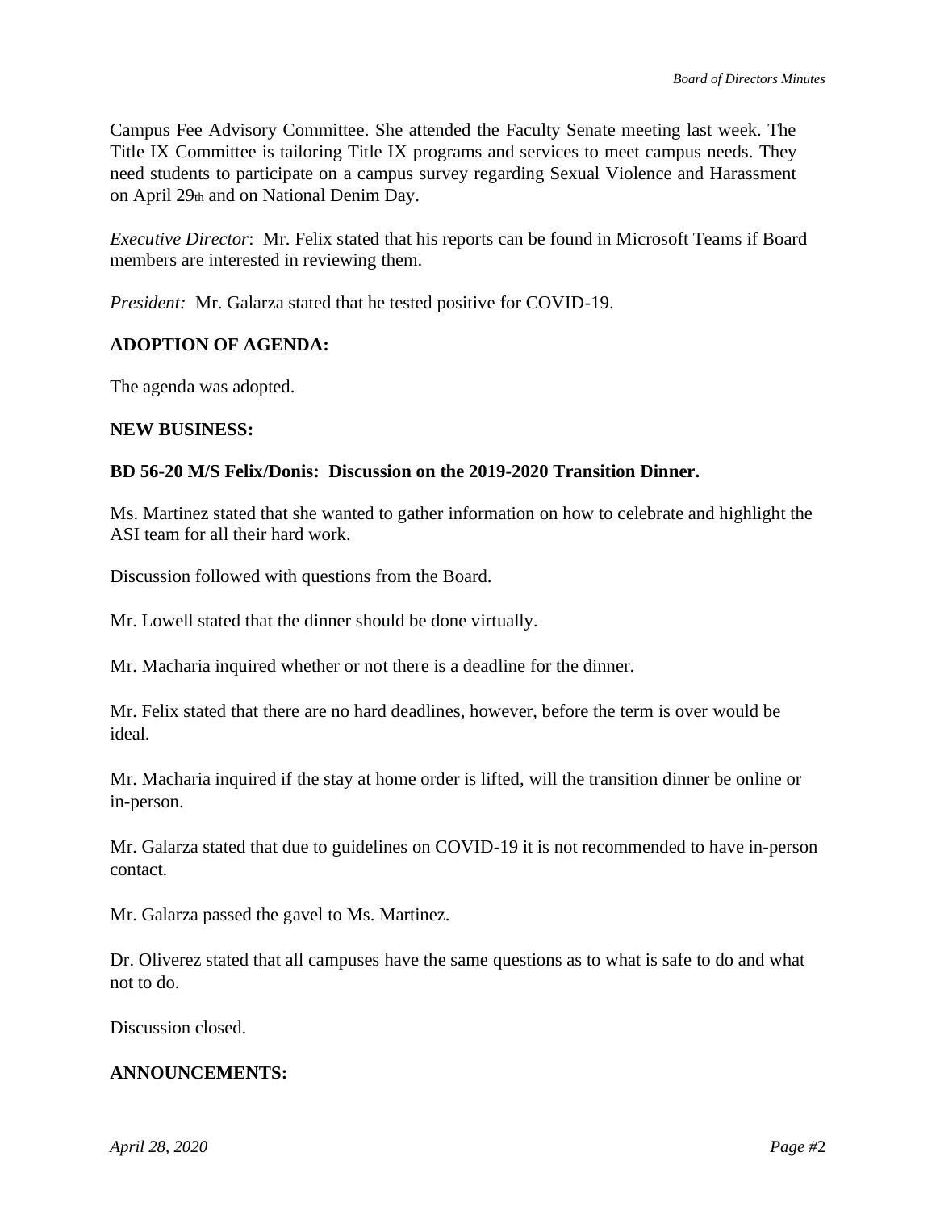Campus Fee Advisory Committee. She attended the Faculty Senate meeting last week. The Title IX Committee is tailoring Title IX programs and services to meet campus needs. They need students to participate on a campus survey regarding Sexual Violence and Harassment on April 29th and on National Denim Day.

*Executive Director*: Mr. Felix stated that his reports can be found in Microsoft Teams if Board members are interested in reviewing them.

*President:* Mr. Galarza stated that he tested positive for COVID-19.

**ADOPTION OF AGENDA:**

The agenda was adopted.

**NEW BUSINESS:**

**BD 56-20 M/S Felix/Donis: Discussion on the 2019-2020 Transition Dinner.**

Ms. Martinez stated that she wanted to gather information on how to celebrate and highlight the ASI team for all their hard work.

Discussion followed with questions from the Board.

Mr. Lowell stated that the dinner should be done virtually.

Mr. Macharia inquired whether or not there is a deadline for the dinner.

Mr. Felix stated that there are no hard deadlines, however, before the term is over would be ideal.

Mr. Macharia inquired if the stay at home order is lifted, will the transition dinner be online or in-person.

Mr. Galarza stated that due to guidelines on COVID-19 it is not recommended to have in-person contact.

Mr. Galarza passed the gavel to Ms. Martinez.

Dr. Oliverez stated that all campuses have the same questions as to what is safe to do and what not to do.

Discussion closed.

**ANNOUNCEMENTS:**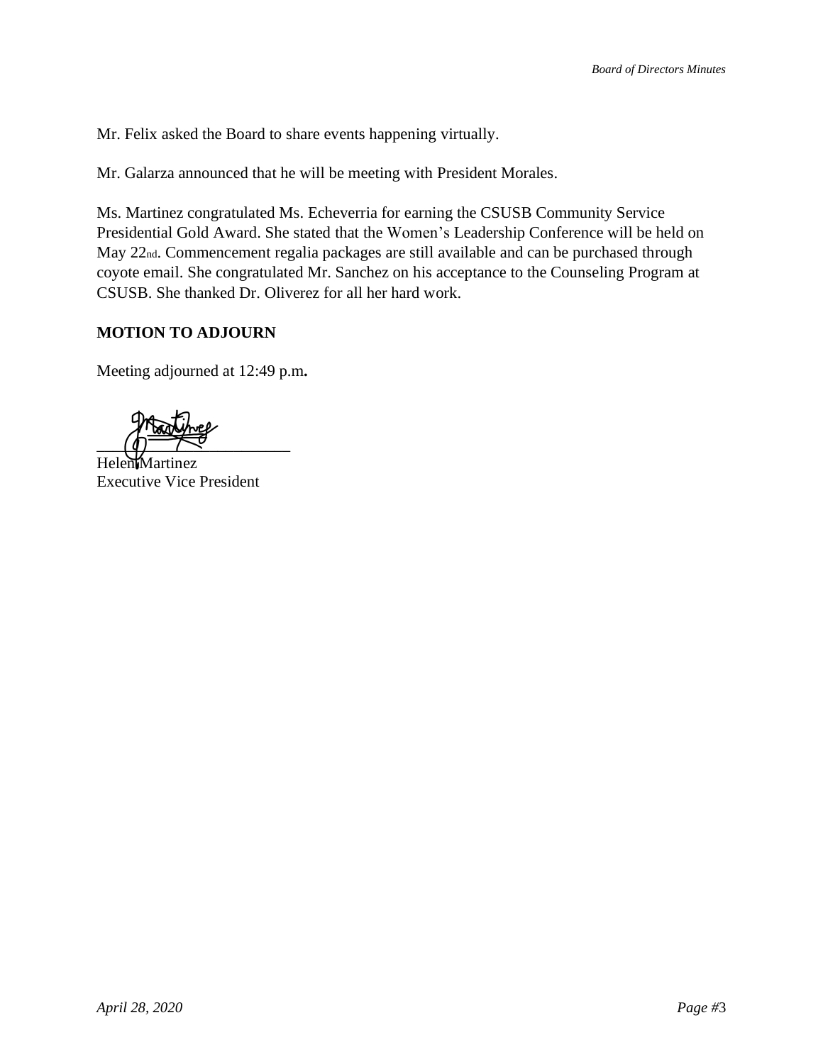Mr. Felix asked the Board to share events happening virtually.

Mr. Galarza announced that he will be meeting with President Morales.

Ms. Martinez congratulated Ms. Echeverria for earning the CSUSB Community Service Presidential Gold Award. She stated that the Women's Leadership Conference will be held on May 22nd. Commencement regalia packages are still available and can be purchased through coyote email. She congratulated Mr. Sanchez on his acceptance to the Counseling Program at CSUSB. She thanked Dr. Oliverez for all her hard work.

**MOTION TO ADJOURN**

Meeting adjourned at 12:49 p.m**.**

\_\_\_\_\_\_\_\_\_\_\_\_\_\_\_\_\_\_\_\_\_\_\_\_\_\_

Helen Martinez
Executive Vice President